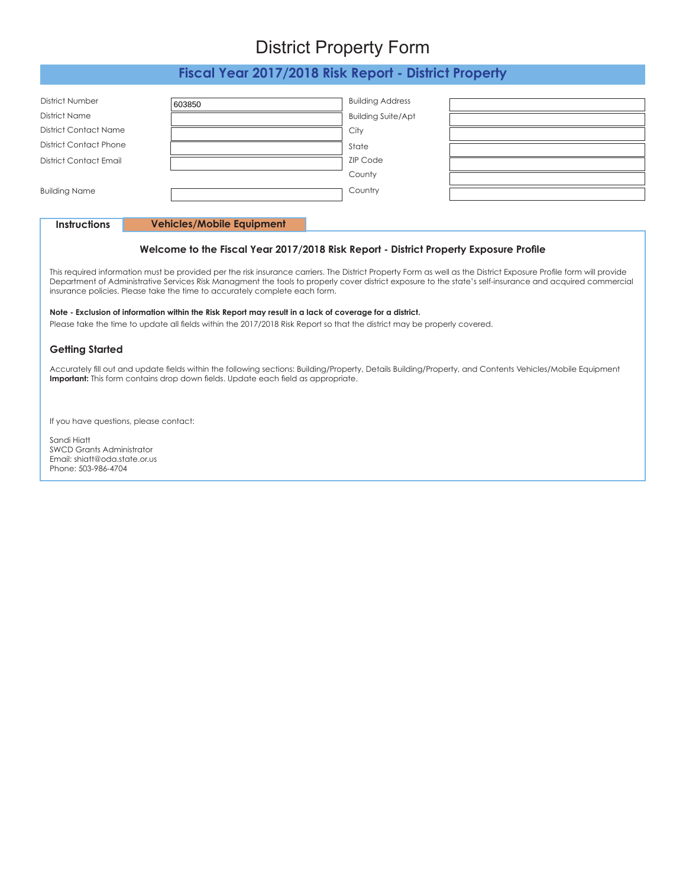# District Property Form

## Fiscal Year 2017/2018 Risk Report - District Property

| | | | |
|---|---|---|---|
| District Number | 603850 | Building Address | |
| District Name | | Building Suite/Apt | |
| District Contact Name | | City | |
| District Contact Phone | | State | |
| District Contact Email | | ZIP Code | |
| | | County | |
| Building Name | | Country | |

**Instructions** | **Vehicles/Mobile Equipment**

### Welcome to the Fiscal Year 2017/2018 Risk Report - District Property Exposure Profile

This required information must be provided per the risk insurance carriers. The District Property Form as well as the District Exposure Profile form will provide Department of Administrative Services Risk Managment the tools to properly cover district exposure to the state's self-insurance and acquired commercial insurance policies. Please take the time to accurately complete each form.

**Note - Exclusion of information within the Risk Report may result in a lack of coverage for a district.**

Please take the time to update all fields within the 2017/2018 Risk Report so that the district may be properly covered.

### Getting Started

Accurately fill out and update fields within the following sections: Building/Property, Details Building/Property, and Contents Vehicles/Mobile Equipment

**Important:** This form contains drop down fields. Update each field as appropriate.

If you have questions, please contact:

Sandi Hiatt
SWCD Grants Administrator
Email: shiatt@oda.state.or.us
Phone: 503-986-4704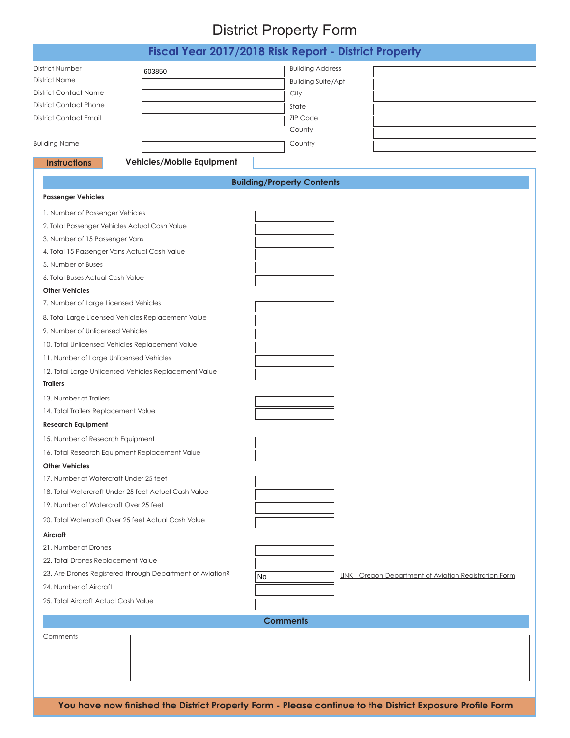# District Property Form

## Fiscal Year 2017/2018 Risk Report - District Property

| | | | |
|---|---|---|---|
| District Number | 603850 | Building Address | |
| District Name | | Building Suite/Apt | |
| District Contact Name | | City | |
| District Contact Phone | | State | |
| District Contact Email | | ZIP Code | |
| | | County | |
| Building Name | | Country | |

**Instructions** | **Vehicles/Mobile Equipment**

### Building/Property Contents

**Passenger Vehicles**

| | |
|---|---|
| 1. Number of Passenger Vehicles | |
| 2. Total Passenger Vehicles Actual Cash Value | |
| 3. Number of 15 Passenger Vans | |
| 4. Total 15 Passenger Vans Actual Cash Value | |
| 5. Number of Buses | |
| 6. Total Buses Actual Cash Value | |

**Other Vehicles**

| | |
|---|---|
| 7. Number of Large Licensed Vehicles | |
| 8. Total Large Licensed Vehicles Replacement Value | |
| 9. Number of Unlicensed Vehicles | |
| 10. Total Unlicensed Vehicles Replacement Value | |
| 11. Number of Large Unlicensed Vehicles | |
| 12. Total Large Unlicensed Vehicles Replacement Value | |

**Trailers**

| | |
|---|---|
| 13. Number of Trailers | |
| 14. Total Trailers Replacement Value | |

**Research Equipment**

| | |
|---|---|
| 15. Number of Research Equipment | |
| 16. Total Research Equipment Replacement Value | |

**Other Vehicles**

| | |
|---|---|
| 17. Number of Watercraft Under 25 feet | |
| 18. Total Watercraft Under 25 feet Actual Cash Value | |
| 19. Number of Watercraft Over 25 feet | |
| 20. Total Watercraft Over 25 feet Actual Cash Value | |

**Aircraft**

| | | |
|---|---|---|
| 21. Number of Drones | | |
| 22. Total Drones Replacement Value | | |
| 23. Are Drones Registered through Department of Aviation? | No | LINK - Oregon Department of Aviation Registration Form |
| 24. Number of Aircraft | | |
| 25. Total Aircraft Actual Cash Value | | |

### Comments

Comments

**You have now finished the District Property Form - Please continue to the District Exposure Profile Form**